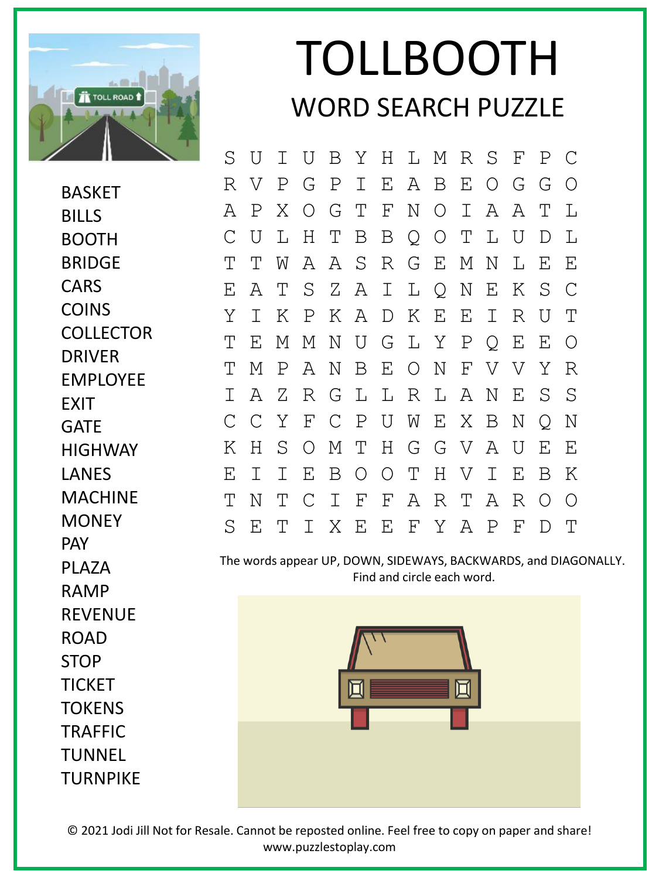# TOLLBOOTH

## WORD SEARCH PUZZLE

```
S U I U B Y H L M R S F P C
R V P G P I E A B E O G G O
A P X O G T F N O I A A T L
C U L H T B B Q O T L U D L
T T W A A S R G E M N L E E
E A T S Z A I L Q N E K S C
Y I K P K A D K E E I R U T
T E M M N U G L Y P Q E E O
T M P A N B E O N F V V Y R
I A Z R G L L R L A N E S S
C C Y F C P U W E X B N Q N
K H S O M T H G G V A U E E
E I I E B O O T H V I E B K
T N T C I F F A R T A R O O
S E T I X E E F Y A P F D T
```

- BASKET
- BILLS
- BOOTH
- BRIDGE
- CARS
- COINS
- COLLECTOR
- DRIVER
- EMPLOYEE
- EXIT
- GATE
- HIGHWAY
- LANES
- MACHINE
- MONEY
- PAY
- PLAZA
- RAMP
- REVENUE
- ROAD
- STOP
- TICKET
- TOKENS
- TRAFFIC
- TUNNEL
- TURNPIKE

The words appear UP, DOWN, SIDEWAYS, BACKWARDS, and DIAGONALLY. Find and circle each word.

© 2021 Jodi Jill Not for Resale. Cannot be reposted online. Feel free to copy on paper and share!
www.puzzlestoplay.com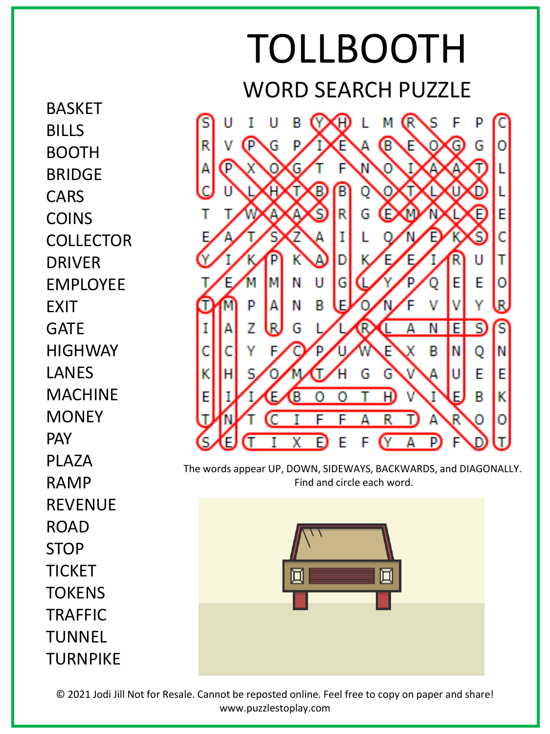# TOLLBOOTH

## WORD SEARCH PUZZLE

BASKET
BILLS
BOOTH
BRIDGE
CARS
COINS
COLLECTOR
DRIVER
EMPLOYEE
EXIT
GATE
HIGHWAY
LANES
MACHINE
MONEY
PAY
PLAZA
RAMP
REVENUE
ROAD
STOP
TICKET
TOKENS
TRAFFIC
TUNNEL
TURNPIKE

| | | | | | | | | | | | | | |
|---|---|---|---|---|---|---|---|---|---|---|---|---|---|
| S | U | I | U | B | Y | H | L | M | R | S | F | P | C |
| R | V | P | G | P | I | E | A | B | E | O | G | G | O |
| A | P | X | O | G | T | F | N | O | I | A | A | T | L |
| C | U | L | H | T | B | B | Q | O | T | L | U | D | L |
| T | T | W | A | A | S | R | G | E | M | N | L | E | E |
| E | A | T | S | Z | A | I | L | Q | N | E | K | S | C |
| Y | I | K | P | K | A | D | K | E | E | I | R | U | T |
| T | E | M | M | N | U | G | L | Y | P | Q | E | E | O |
| T | M | P | A | N | B | E | O | N | F | V | V | Y | R |
| I | A | Z | R | G | L | L | R | L | A | N | E | S | S |
| C | C | Y | F | C | P | U | W | E | X | B | N | Q | N |
| K | H | S | O | M | T | H | G | G | V | A | U | E | E |
| E | I | I | E | B | O | O | T | H | V | I | E | B | K |
| T | N | T | C | I | F | F | A | R | T | A | R | O | O |
| S | E | T | I | X | E | E | F | Y | A | P | F | D | T |

The words appear UP, DOWN, SIDEWAYS, BACKWARDS, and DIAGONALLY.
Find and circle each word.

© 2021 Jodi Jill Not for Resale. Cannot be reposted online. Feel free to copy on paper and share!
www.puzzlestoplay.com